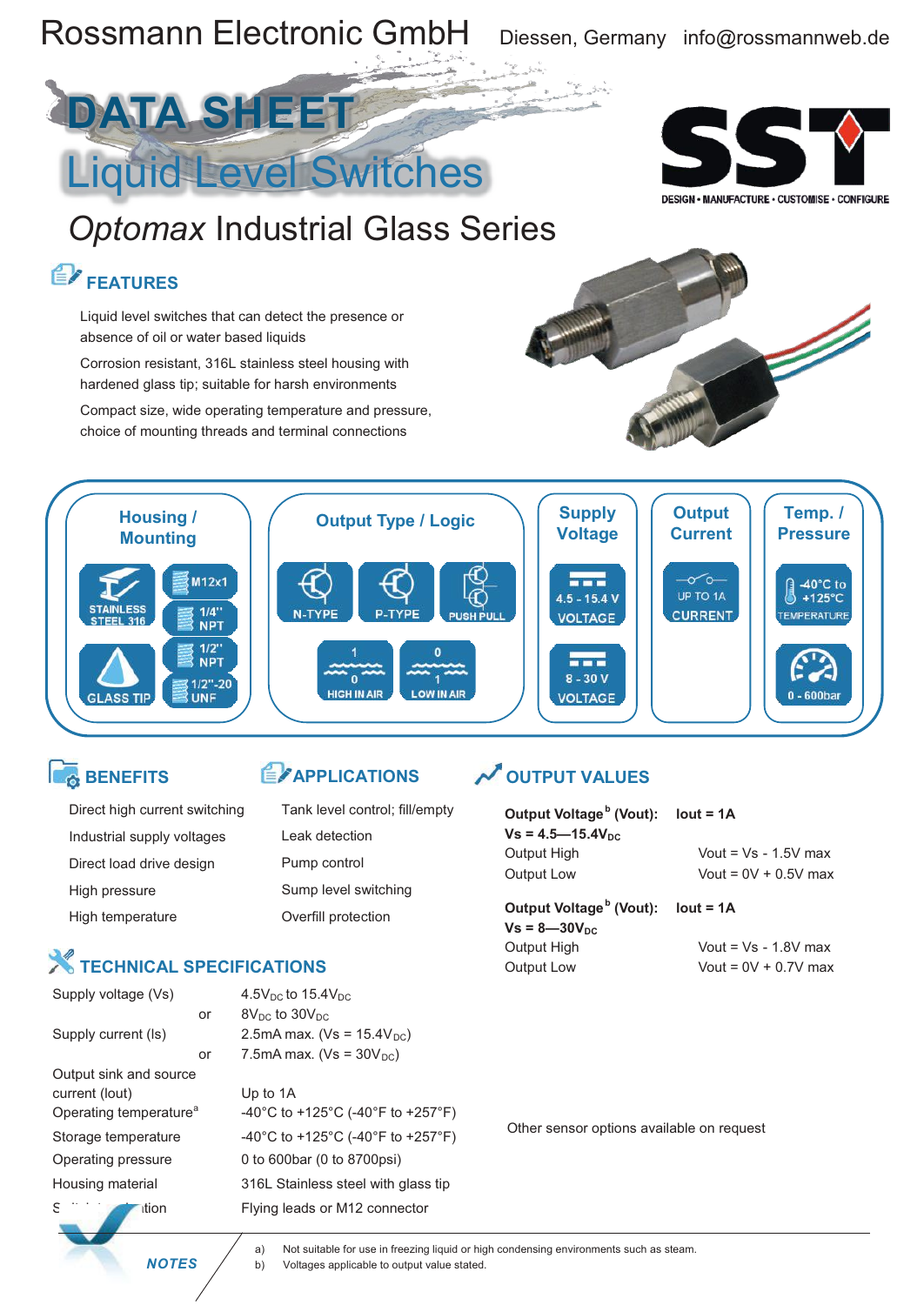Rossmann Electronic GmbH Diessen, Germany info@rossmannweb.de

# DATA SHEET

# Liquid Level Switches

## *Optomax* Industrial Glass Series

SST — DESIGN • MANUFACTURE • CUSTOMISE • CONFIGURE

### FEATURES

Liquid level switches that can detect the presence or absence of oil or water based liquids

Corrosion resistant, 316L stainless steel housing with hardened glass tip; suitable for harsh environments

Compact size, wide operating temperature and pressure, choice of mounting threads and terminal connections

| Housing / Mounting | Output Type / Logic | Supply Voltage | Output Current | Temp. / Pressure |
|---|---|---|---|---|
| STAINLESS STEEL 316, GLASS TIP, M12x1, 1/4" NPT, 1/2" NPT, 1/2"-20 UNF | N-TYPE, P-TYPE, PUSH PULL, HIGH IN AIR, LOW IN AIR | 4.5 - 15.4 V VOLTAGE, 8 - 30 V VOLTAGE | UP TO 1A CURRENT | -40°C to +125°C TEMPERATURE, 0 - 600bar |

### BENEFITS

- Direct high current switching
- Industrial supply voltages
- Direct load drive design
- High pressure
- High temperature

### APPLICATIONS

- Tank level control; fill/empty
- Leak detection
- Pump control
- Sump level switching
- Overfill protection

### OUTPUT VALUES

**Output Voltage[b] (Vout): Iout = 1A**
**Vs = 4.5—15.4V$_{DC}$**

| | |
|---|---|
| Output High | Vout = Vs - 1.5V max |
| Output Low | Vout = 0V + 0.5V max |

**Output Voltage[b] (Vout): Iout = 1A**
**Vs = 8—30V$_{DC}$**

| | |
|---|---|
| Output High | Vout = Vs - 1.8V max |
| Output Low | Vout = 0V + 0.7V max |

Other sensor options available on request

### TECHNICAL SPECIFICATIONS

| | |
|---|---|
| Supply voltage (Vs) | 4.5V$_{DC}$ to 15.4V$_{DC}$ |
| or | 8V$_{DC}$ to 30V$_{DC}$ |
| Supply current (Is) | 2.5mA max. (Vs = 15.4V$_{DC}$) |
| or | 7.5mA max. (Vs = 30V$_{DC}$) |
| Output sink and source current (Iout) | Up to 1A |
| Operating temperature[a] | -40°C to +125°C (-40°F to +257°F) |
| Storage temperature | -40°C to +125°C (-40°F to +257°F) |
| Operating pressure | 0 to 600bar (0 to 8700psi) |
| Housing material | 316L Stainless steel with glass tip |
| Switch termination | Flying leads or M12 connector |

**NOTES**

a) Not suitable for use in freezing liquid or high condensing environments such as steam.
b) Voltages applicable to output value stated.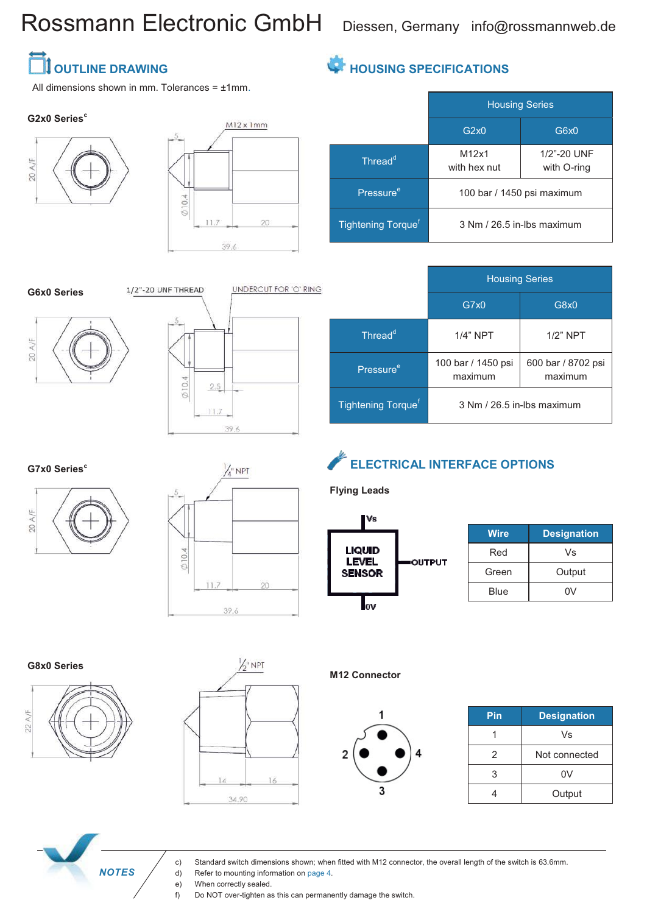# Rossmann Electronic GmbH

Diessen, Germany info@rossmannweb.de

## OUTLINE DRAWING

All dimensions shown in mm. Tolerances = ±1mm.

**G2x0 Series**[c]

20 A/F, M12 x 1mm, 5, Ø10.4, 11.7, 20, 39.6

**G6x0 Series**

1/2"-20 UNF THREAD, UNDERCUT FOR 'O' RING, 20 A/F, 5, Ø10.4, 2.5, 11.7, 39.6

**G7x0 Series**[c]

1/4" NPT, 20 A/F, 5, Ø10.4, 11.7, 20, 39.6

**G8x0 Series**

1/2" NPT, 22 A/F, 14, 16, 34.90

## HOUSING SPECIFICATIONS

| | Housing Series | |
|---|---|---|
| | G2x0 | G6x0 |
| Thread[d] | M12x1 with hex nut | 1/2”-20 UNF with O-ring |
| Pressure[e] | 100 bar / 1450 psi maximum | |
| Tightening Torque[f] | 3 Nm / 26.5 in-lbs maximum | |

| | Housing Series | |
|---|---|---|
| | G7x0 | G8x0 |
| Thread[d] | 1/4” NPT | 1/2” NPT |
| Pressure[e] | 100 bar / 1450 psi maximum | 600 bar / 8702 psi maximum |
| Tightening Torque[f] | 3 Nm / 26.5 in-lbs maximum | |

## ELECTRICAL INTERFACE OPTIONS

**Flying Leads**

LIQUID LEVEL SENSOR — Vs, OUTPUT, 0V

| Wire | Designation |
|---|---|
| Red | Vs |
| Green | Output |
| Blue | 0V |

**M12 Connector**

| Pin | Designation |
|---|---|
| 1 | Vs |
| 2 | Not connected |
| 3 | 0V |
| 4 | Output |

**NOTES**

c) Standard switch dimensions shown; when fitted with M12 connector, the overall length of the switch is 63.6mm.
d) Refer to mounting information on page 4.
e) When correctly sealed.
f) Do NOT over-tighten as this can permanently damage the switch.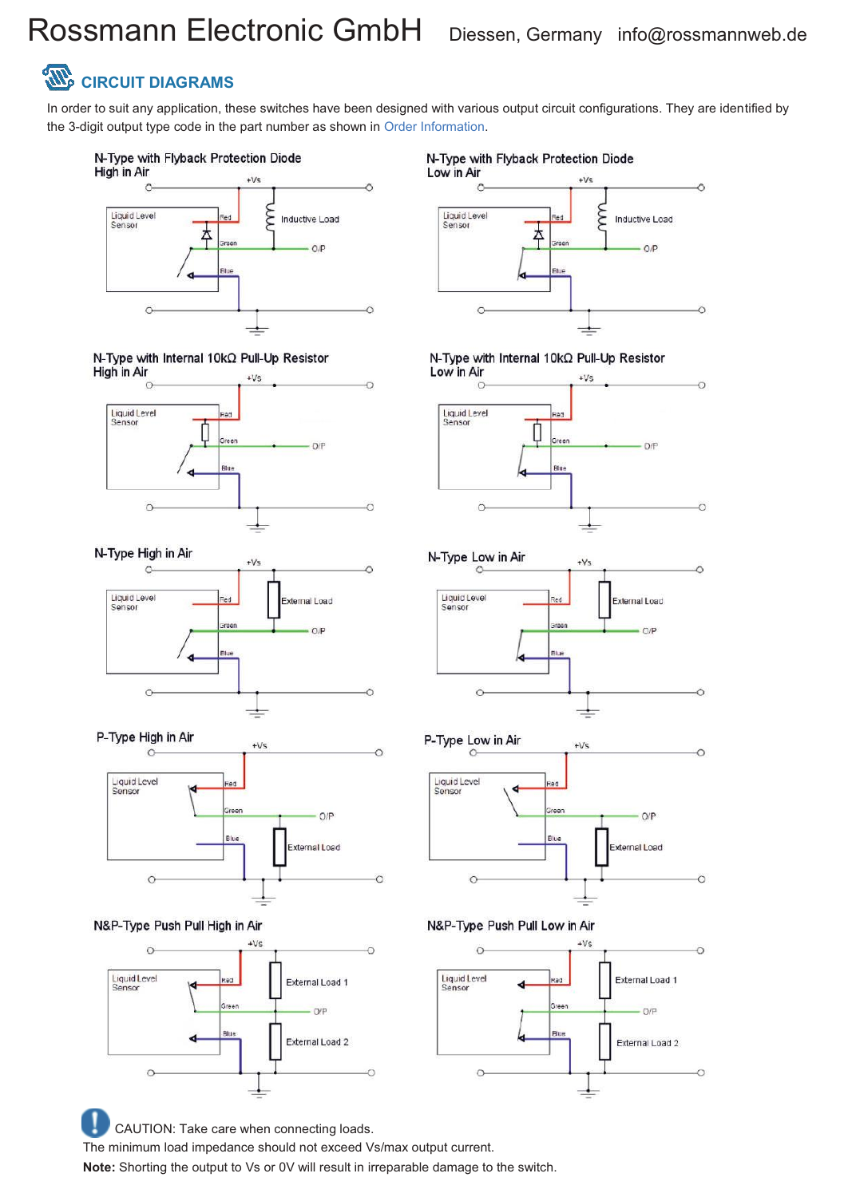# Rossmann Electronic GmbH Diessen, Germany info@rossmannweb.de

## CIRCUIT DIAGRAMS

In order to suit any application, these switches have been designed with various output circuit configurations. They are identified by the 3-digit output type code in the part number as shown in Order Information.

N-Type with Flyback Protection Diode
High in Air

N-Type with Flyback Protection Diode
Low in Air

N-Type with Internal 10kΩ Pull-Up Resistor
High in Air

N-Type with Internal 10kΩ Pull-Up Resistor
Low in Air

N-Type High in Air

N-Type Low in Air

P-Type High in Air

P-Type Low in Air

N&P-Type Push Pull High in Air

N&P-Type Push Pull Low in Air

CAUTION: Take care when connecting loads.

The minimum load impedance should not exceed Vs/max output current.

**Note:** Shorting the output to Vs or 0V will result in irreparable damage to the switch.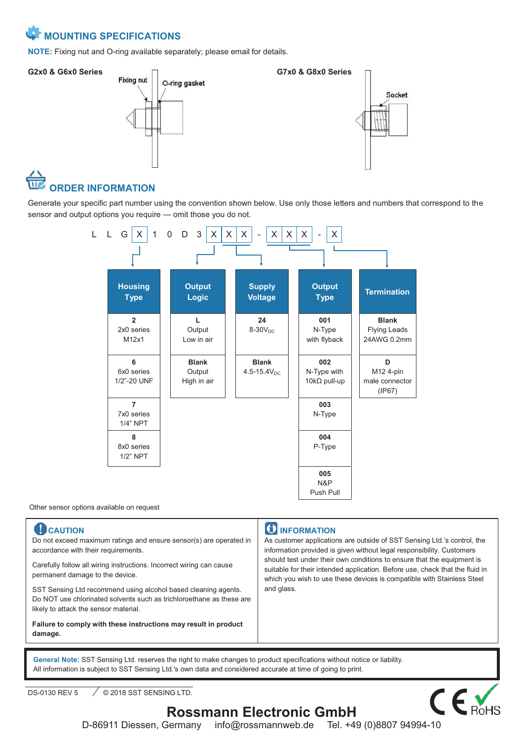## MOUNTING SPECIFICATIONS

**NOTE:** Fixing nut and O-ring available separately; please email for details.

**G2x0 & G6x0 Series**

Fixing nut

O-ring gasket

**G7x0 & G8x0 Series**

Socket

## ORDER INFORMATION

Generate your specific part number using the convention shown below. Use only those letters and numbers that correspond to the sensor and output options you require — omit those you do not.

L L G X 1 0 D 3 X X X - X X X - X

| Housing Type | Output Logic | Supply Voltage | Output Type | Termination |
|---|---|---|---|---|
| **2** 2x0 series M12x1 | **L** Output Low in air | **24** 8-30$V_{DC}$ | **001** N-Type with flyback | **Blank** Flying Leads 24AWG 0.2mm |
| **6** 6x0 series 1/2”-20 UNF | **Blank** Output High in air | **Blank** 4.5-15.4$V_{DC}$ | **002** N-Type with 10kΩ pull-up | **D** M12 4-pin male connector (IP67) |
| **7** 7x0 series 1/4” NPT | | | **003** N-Type | |
| **8** 8x0 series 1/2” NPT | | | **004** P-Type | |
| | | | **005** N&P Push Pull | |

Other sensor options available on request

### CAUTION

Do not exceed maximum ratings and ensure sensor(s) are operated in accordance with their requirements.

Carefully follow all wiring instructions. Incorrect wiring can cause permanent damage to the device.

SST Sensing Ltd recommend using alcohol based cleaning agents. Do NOT use chlorinated solvents such as trichloroethane as these are likely to attack the sensor material.

**Failure to comply with these instructions may result in product damage.**

### INFORMATION

As customer applications are outside of SST Sensing Ltd.’s control, the information provided is given without legal responsibility. Customers should test under their own conditions to ensure that the equipment is suitable for their intended application. Before use, check that the fluid in which you wish to use these devices is compatible with Stainless Steel and glass.

**General Note:** SST Sensing Ltd. reserves the right to make changes to product specifications without notice or liability. All information is subject to SST Sensing Ltd.'s own data and considered accurate at time of going to print.

DS-0130 REV 5 / © 2018 SST SENSING LTD.

**Rossmann Electronic GmbH**

D-86911 Diessen, Germany info@rossmannweb.de Tel. +49 (0)8807 94994-10

CE RoHS